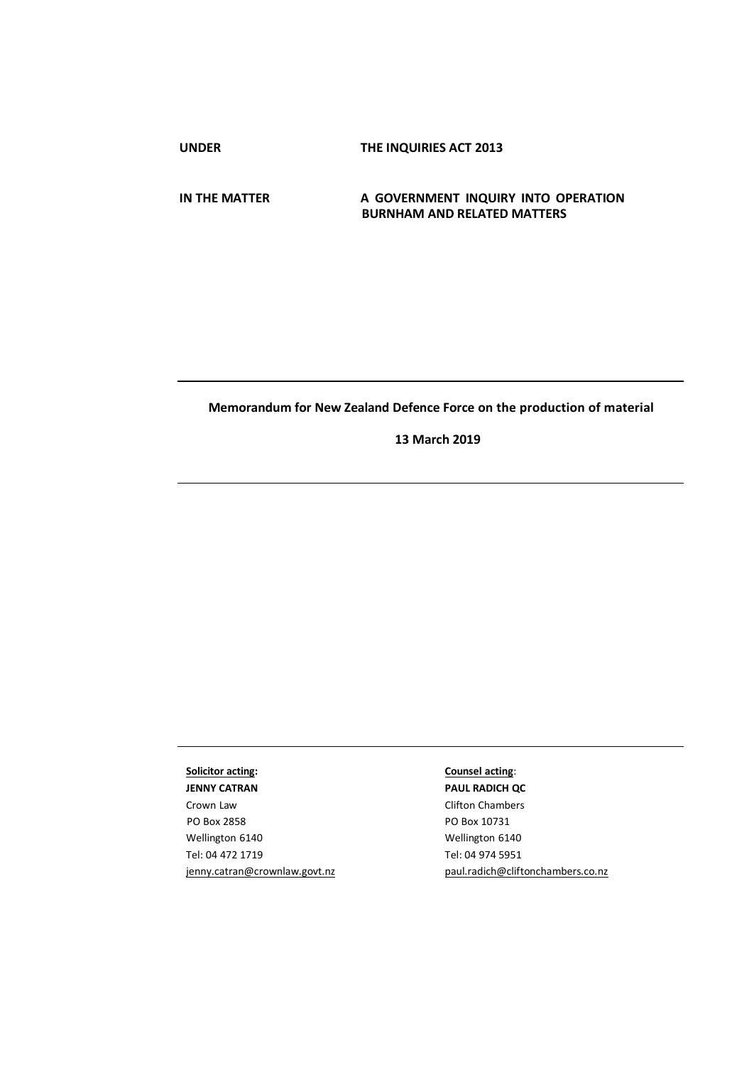**UNDER** THE INQUIRIES ACT 2013

**IN THE MATTER** A GOVERNMENT INQUIRY INTO OPERATION BURNHAM AND RELATED MATTERS

---

**Memorandum for New Zealand Defence Force on the production of material**

**13 March 2019**

---

| **Solicitor acting:** | **Counsel acting:** |
|---|---|
| **JENNY CATRAN** | **PAUL RADICH QC** |
| Crown Law | Clifton Chambers |
| PO Box 2858 | PO Box 10731 |
| Wellington 6140 | Wellington 6140 |
| Tel: 04 472 1719 | Tel: 04 974 5951 |
| jenny.catran@crownlaw.govt.nz | paul.radich@cliftonchambers.co.nz |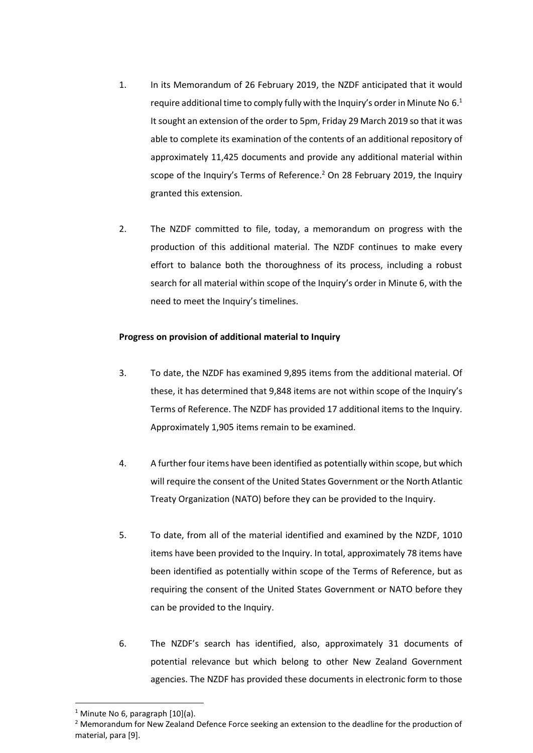1. In its Memorandum of 26 February 2019, the NZDF anticipated that it would require additional time to comply fully with the Inquiry's order in Minute No 6.[1] It sought an extension of the order to 5pm, Friday 29 March 2019 so that it was able to complete its examination of the contents of an additional repository of approximately 11,425 documents and provide any additional material within scope of the Inquiry's Terms of Reference.[2] On 28 February 2019, the Inquiry granted this extension.

2. The NZDF committed to file, today, a memorandum on progress with the production of this additional material. The NZDF continues to make every effort to balance both the thoroughness of its process, including a robust search for all material within scope of the Inquiry's order in Minute 6, with the need to meet the Inquiry's timelines.

**Progress on provision of additional material to Inquiry**

3. To date, the NZDF has examined 9,895 items from the additional material. Of these, it has determined that 9,848 items are not within scope of the Inquiry's Terms of Reference. The NZDF has provided 17 additional items to the Inquiry. Approximately 1,905 items remain to be examined.

4. A further four items have been identified as potentially within scope, but which will require the consent of the United States Government or the North Atlantic Treaty Organization (NATO) before they can be provided to the Inquiry.

5. To date, from all of the material identified and examined by the NZDF, 1010 items have been provided to the Inquiry. In total, approximately 78 items have been identified as potentially within scope of the Terms of Reference, but as requiring the consent of the United States Government or NATO before they can be provided to the Inquiry.

6. The NZDF's search has identified, also, approximately 31 documents of potential relevance but which belong to other New Zealand Government agencies. The NZDF has provided these documents in electronic form to those

---

[1] Minute No 6, paragraph [10](a).

[2] Memorandum for New Zealand Defence Force seeking an extension to the deadline for the production of material, para [9].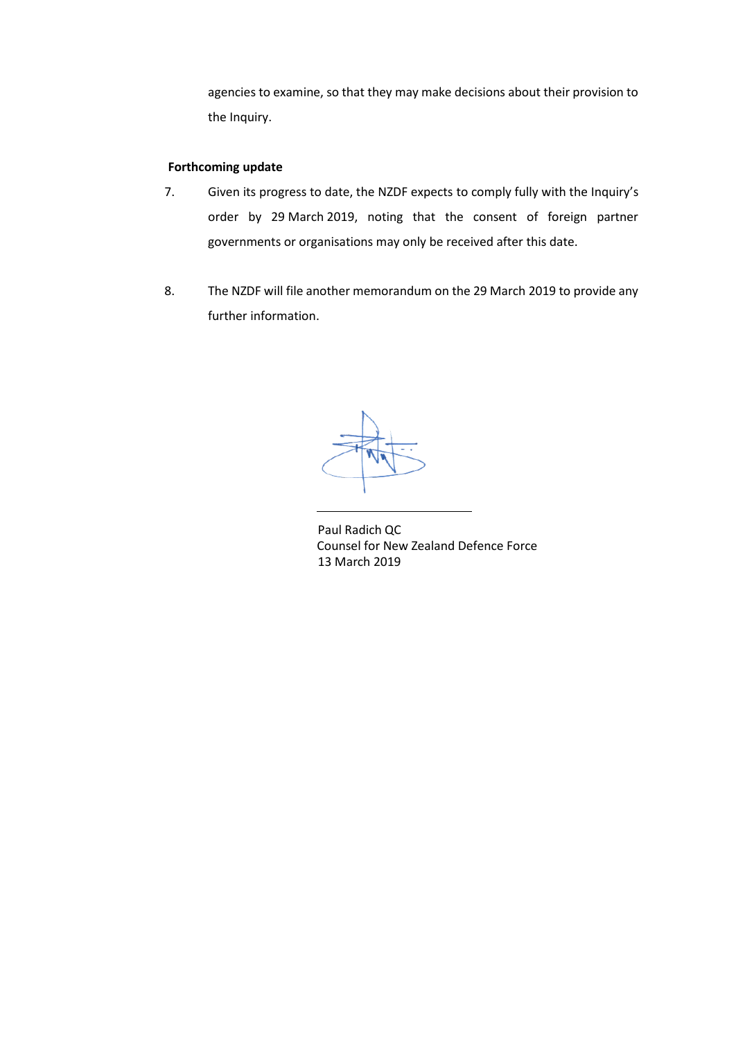agencies to examine, so that they may make decisions about their provision to the Inquiry.

**Forthcoming update**

7. Given its progress to date, the NZDF expects to comply fully with the Inquiry's order by 29 March 2019, noting that the consent of foreign partner governments or organisations may only be received after this date.

8. The NZDF will file another memorandum on the 29 March 2019 to provide any further information.

Paul Radich QC
Counsel for New Zealand Defence Force
13 March 2019